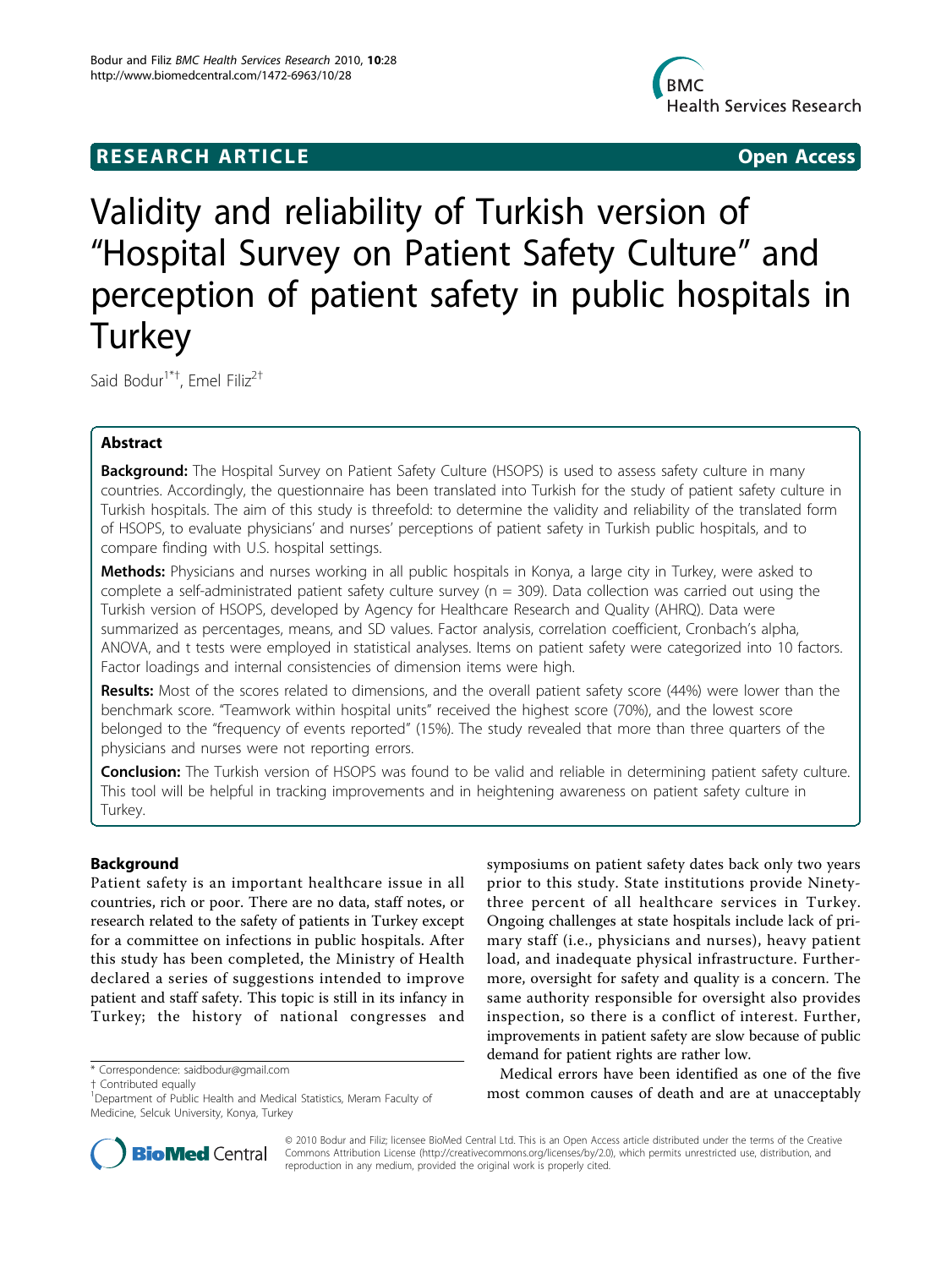# Validity and reliability of Turkish version of "Hospital Survey on Patient Safety Culture" and perception of patient safety in public hospitals in Turkey

Said Bodur[1*†], Emel Filiz[2†]

## Abstract

**Background:** The Hospital Survey on Patient Safety Culture (HSOPS) is used to assess safety culture in many countries. Accordingly, the questionnaire has been translated into Turkish for the study of patient safety culture in Turkish hospitals. The aim of this study is threefold: to determine the validity and reliability of the translated form of HSOPS, to evaluate physicians' and nurses' perceptions of patient safety in Turkish public hospitals, and to compare finding with U.S. hospital settings.

**Methods:** Physicians and nurses working in all public hospitals in Konya, a large city in Turkey, were asked to complete a self-administrated patient safety culture survey (n = 309). Data collection was carried out using the Turkish version of HSOPS, developed by Agency for Healthcare Research and Quality (AHRQ). Data were summarized as percentages, means, and SD values. Factor analysis, correlation coefficient, Cronbach's alpha, ANOVA, and t tests were employed in statistical analyses. Items on patient safety were categorized into 10 factors. Factor loadings and internal consistencies of dimension items were high.

**Results:** Most of the scores related to dimensions, and the overall patient safety score (44%) were lower than the benchmark score. "Teamwork within hospital units" received the highest score (70%), and the lowest score belonged to the "frequency of events reported" (15%). The study revealed that more than three quarters of the physicians and nurses were not reporting errors.

**Conclusion:** The Turkish version of HSOPS was found to be valid and reliable in determining patient safety culture. This tool will be helpful in tracking improvements and in heightening awareness on patient safety culture in Turkey.

## Background

Patient safety is an important healthcare issue in all countries, rich or poor. There are no data, staff notes, or research related to the safety of patients in Turkey except for a committee on infections in public hospitals. After this study has been completed, the Ministry of Health declared a series of suggestions intended to improve patient and staff safety. This topic is still in its infancy in Turkey; the history of national congresses and symposiums on patient safety dates back only two years prior to this study. State institutions provide Ninety-three percent of all healthcare services in Turkey. Ongoing challenges at state hospitals include lack of primary staff (i.e., physicians and nurses), heavy patient load, and inadequate physical infrastructure. Furthermore, oversight for safety and quality is a concern. The same authority responsible for oversight also provides inspection, so there is a conflict of interest. Further, improvements in patient safety are slow because of public demand for patient rights are rather low.

Medical errors have been identified as one of the five most common causes of death and are at unacceptably

\* Correspondence: saidbodur@gmail.com

† Contributed equally

[1]Department of Public Health and Medical Statistics, Meram Faculty of Medicine, Selcuk University, Konya, Turkey

© 2010 Bodur and Filiz; licensee BioMed Central Ltd. This is an Open Access article distributed under the terms of the Creative Commons Attribution License (http://creativecommons.org/licenses/by/2.0), which permits unrestricted use, distribution, and reproduction in any medium, provided the original work is properly cited.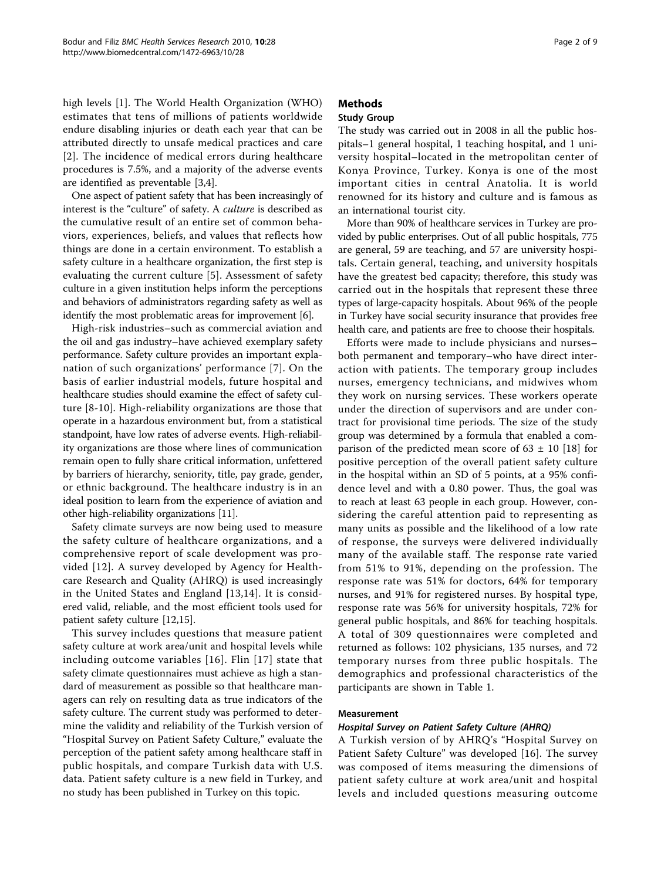high levels [1]. The World Health Organization (WHO) estimates that tens of millions of patients worldwide endure disabling injuries or death each year that can be attributed directly to unsafe medical practices and care [2]. The incidence of medical errors during healthcare procedures is 7.5%, and a majority of the adverse events are identified as preventable [3,4].

One aspect of patient safety that has been increasingly of interest is the "culture" of safety. A *culture* is described as the cumulative result of an entire set of common behaviors, experiences, beliefs, and values that reflects how things are done in a certain environment. To establish a safety culture in a healthcare organization, the first step is evaluating the current culture [5]. Assessment of safety culture in a given institution helps inform the perceptions and behaviors of administrators regarding safety as well as identify the most problematic areas for improvement [6].

High-risk industries–such as commercial aviation and the oil and gas industry–have achieved exemplary safety performance. Safety culture provides an important explanation of such organizations' performance [7]. On the basis of earlier industrial models, future hospital and healthcare studies should examine the effect of safety culture [8-10]. High-reliability organizations are those that operate in a hazardous environment but, from a statistical standpoint, have low rates of adverse events. High-reliability organizations are those where lines of communication remain open to fully share critical information, unfettered by barriers of hierarchy, seniority, title, pay grade, gender, or ethnic background. The healthcare industry is in an ideal position to learn from the experience of aviation and other high-reliability organizations [11].

Safety climate surveys are now being used to measure the safety culture of healthcare organizations, and a comprehensive report of scale development was provided [12]. A survey developed by Agency for Healthcare Research and Quality (AHRQ) is used increasingly in the United States and England [13,14]. It is considered valid, reliable, and the most efficient tools used for patient safety culture [12,15].

This survey includes questions that measure patient safety culture at work area/unit and hospital levels while including outcome variables [16]. Flin [17] state that safety climate questionnaires must achieve as high a standard of measurement as possible so that healthcare managers can rely on resulting data as true indicators of the safety culture. The current study was performed to determine the validity and reliability of the Turkish version of "Hospital Survey on Patient Safety Culture," evaluate the perception of the patient safety among healthcare staff in public hospitals, and compare Turkish data with U.S. data. Patient safety culture is a new field in Turkey, and no study has been published in Turkey on this topic.

## Methods

### Study Group

The study was carried out in 2008 in all the public hospitals–1 general hospital, 1 teaching hospital, and 1 university hospital–located in the metropolitan center of Konya Province, Turkey. Konya is one of the most important cities in central Anatolia. It is world renowned for its history and culture and is famous as an international tourist city.

More than 90% of healthcare services in Turkey are provided by public enterprises. Out of all public hospitals, 775 are general, 59 are teaching, and 57 are university hospitals. Certain general, teaching, and university hospitals have the greatest bed capacity; therefore, this study was carried out in the hospitals that represent these three types of large-capacity hospitals. About 96% of the people in Turkey have social security insurance that provides free health care, and patients are free to choose their hospitals.

Efforts were made to include physicians and nurses–both permanent and temporary–who have direct interaction with patients. The temporary group includes nurses, emergency technicians, and midwives whom they work on nursing services. These workers operate under the direction of supervisors and are under contract for provisional time periods. The size of the study group was determined by a formula that enabled a comparison of the predicted mean score of $63 \pm 10$ [18] for positive perception of the overall patient safety culture in the hospital within an SD of 5 points, at a 95% confidence level and with a 0.80 power. Thus, the goal was to reach at least 63 people in each group. However, considering the careful attention paid to representing as many units as possible and the likelihood of a low rate of response, the surveys were delivered individually many of the available staff. The response rate varied from 51% to 91%, depending on the profession. The response rate was 51% for doctors, 64% for temporary nurses, and 91% for registered nurses. By hospital type, response rate was 56% for university hospitals, 72% for general public hospitals, and 86% for teaching hospitals. A total of 309 questionnaires were completed and returned as follows: 102 physicians, 135 nurses, and 72 temporary nurses from three public hospitals. The demographics and professional characteristics of the participants are shown in Table 1.

### Measurement

#### *Hospital Survey on Patient Safety Culture (AHRQ)*

A Turkish version of by AHRQ's "Hospital Survey on Patient Safety Culture" was developed [16]. The survey was composed of items measuring the dimensions of patient safety culture at work area/unit and hospital levels and included questions measuring outcome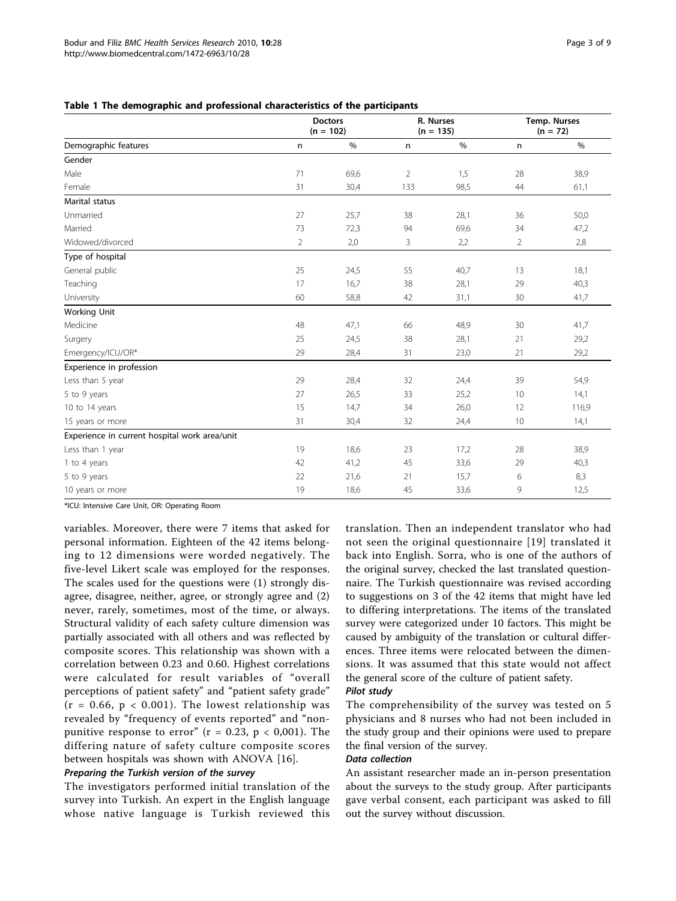**Table 1 The demographic and professional characteristics of the participants**

| | Doctors (n = 102) | | R. Nurses (n = 135) | | Temp. Nurses (n = 72) | |
|---|---|---|---|---|---|---|
| Demographic features | n | % | n | % | n | % |
| **Gender** | | | | | | |
| Male | 71 | 69,6 | 2 | 1,5 | 28 | 38,9 |
| Female | 31 | 30,4 | 133 | 98,5 | 44 | 61,1 |
| **Marital status** | | | | | | |
| Unmarried | 27 | 25,7 | 38 | 28,1 | 36 | 50,0 |
| Married | 73 | 72,3 | 94 | 69,6 | 34 | 47,2 |
| Widowed/divorced | 2 | 2,0 | 3 | 2,2 | 2 | 2,8 |
| **Type of hospital** | | | | | | |
| General public | 25 | 24,5 | 55 | 40,7 | 13 | 18,1 |
| Teaching | 17 | 16,7 | 38 | 28,1 | 29 | 40,3 |
| University | 60 | 58,8 | 42 | 31,1 | 30 | 41,7 |
| **Working Unit** | | | | | | |
| Medicine | 48 | 47,1 | 66 | 48,9 | 30 | 41,7 |
| Surgery | 25 | 24,5 | 38 | 28,1 | 21 | 29,2 |
| Emergency/ICU/OR* | 29 | 28,4 | 31 | 23,0 | 21 | 29,2 |
| **Experience in profession** | | | | | | |
| Less than 5 year | 29 | 28,4 | 32 | 24,4 | 39 | 54,9 |
| 5 to 9 years | 27 | 26,5 | 33 | 25,2 | 10 | 14,1 |
| 10 to 14 years | 15 | 14,7 | 34 | 26,0 | 12 | 116,9 |
| 15 years or more | 31 | 30,4 | 32 | 24,4 | 10 | 14,1 |
| **Experience in current hospital work area/unit** | | | | | | |
| Less than 1 year | 19 | 18,6 | 23 | 17,2 | 28 | 38,9 |
| 1 to 4 years | 42 | 41,2 | 45 | 33,6 | 29 | 40,3 |
| 5 to 9 years | 22 | 21,6 | 21 | 15,7 | 6 | 8,3 |
| 10 years or more | 19 | 18,6 | 45 | 33,6 | 9 | 12,5 |

*ICU: Intensive Care Unit, OR: Operating Room

variables. Moreover, there were 7 items that asked for personal information. Eighteen of the 42 items belonging to 12 dimensions were worded negatively. The five-level Likert scale was employed for the responses. The scales used for the questions were (1) strongly disagree, disagree, neither, agree, or strongly agree and (2) never, rarely, sometimes, most of the time, or always. Structural validity of each safety culture dimension was partially associated with all others and was reflected by composite scores. This relationship was shown with a correlation between 0.23 and 0.60. Highest correlations were calculated for result variables of "overall perceptions of patient safety" and "patient safety grade" ($r = 0.66$, $p < 0.001$). The lowest relationship was revealed by "frequency of events reported" and "non-punitive response to error" ($r = 0.23$, $p < 0,001$). The differing nature of safety culture composite scores between hospitals was shown with ANOVA [16].

#### *Preparing the Turkish version of the survey*

The investigators performed initial translation of the survey into Turkish. An expert in the English language whose native language is Turkish reviewed this translation. Then an independent translator who had not seen the original questionnaire [19] translated it back into English. Sorra, who is one of the authors of the original survey, checked the last translated questionnaire. The Turkish questionnaire was revised according to suggestions on 3 of the 42 items that might have led to differing interpretations. The items of the translated survey were categorized under 10 factors. This might be caused by ambiguity of the translation or cultural differences. Three items were relocated between the dimensions. It was assumed that this state would not affect the general score of the culture of patient safety.

#### *Pilot study*

The comprehensibility of the survey was tested on 5 physicians and 8 nurses who had not been included in the study group and their opinions were used to prepare the final version of the survey.

#### *Data collection*

An assistant researcher made an in-person presentation about the surveys to the study group. After participants gave verbal consent, each participant was asked to fill out the survey without discussion.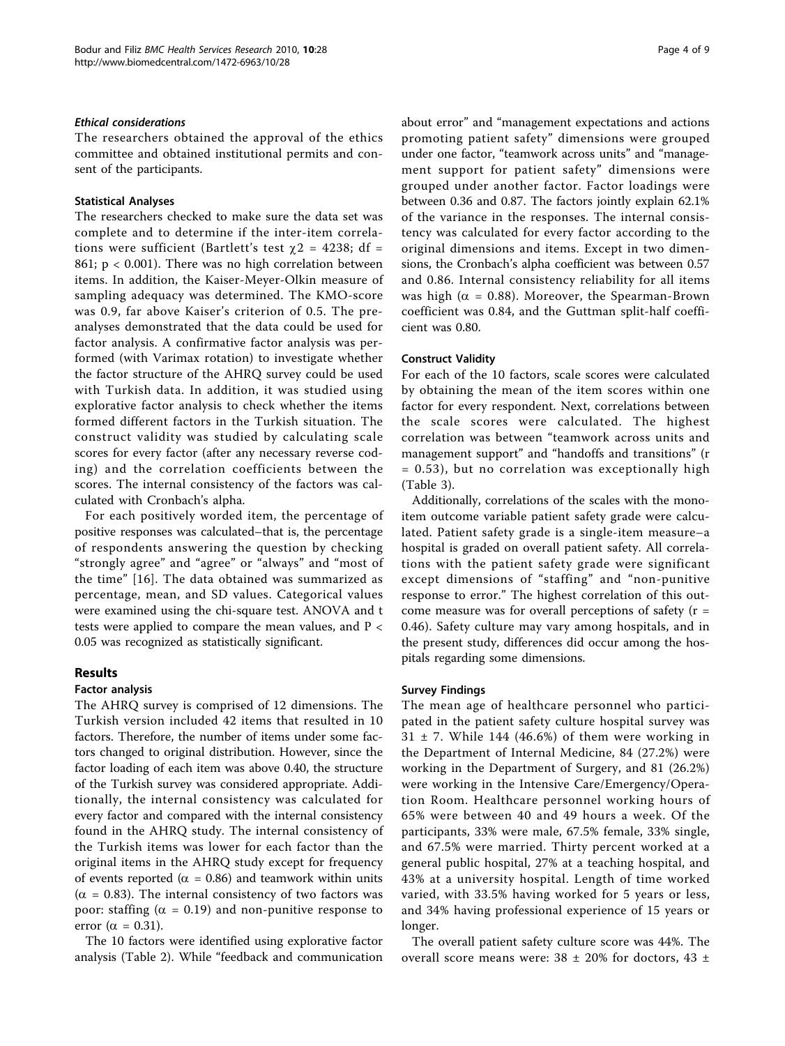#### *Ethical considerations*

The researchers obtained the approval of the ethics committee and obtained institutional permits and consent of the participants.

#### Statistical Analyses

The researchers checked to make sure the data set was complete and to determine if the inter-item correlations were sufficient (Bartlett's test $\chi 2$ = 4238; df = 861; $p < 0.001$). There was no high correlation between items. In addition, the Kaiser-Meyer-Olkin measure of sampling adequacy was determined. The KMO-score was 0.9, far above Kaiser's criterion of 0.5. The pre-analyses demonstrated that the data could be used for factor analysis. A confirmative factor analysis was performed (with Varimax rotation) to investigate whether the factor structure of the AHRQ survey could be used with Turkish data. In addition, it was studied using explorative factor analysis to check whether the items formed different factors in the Turkish situation. The construct validity was studied by calculating scale scores for every factor (after any necessary reverse coding) and the correlation coefficients between the scores. The internal consistency of the factors was calculated with Cronbach's alpha.

For each positively worded item, the percentage of positive responses was calculated–that is, the percentage of respondents answering the question by checking "strongly agree" and "agree" or "always" and "most of the time" [16]. The data obtained was summarized as percentage, mean, and SD values. Categorical values were examined using the chi-square test. ANOVA and t tests were applied to compare the mean values, and $P < 0.05$ was recognized as statistically significant.

## Results

#### Factor analysis

The AHRQ survey is comprised of 12 dimensions. The Turkish version included 42 items that resulted in 10 factors. Therefore, the number of items under some factors changed to original distribution. However, since the factor loading of each item was above 0.40, the structure of the Turkish survey was considered appropriate. Additionally, the internal consistency was calculated for every factor and compared with the internal consistency found in the AHRQ study. The internal consistency of the Turkish items was lower for each factor than the original items in the AHRQ study except for frequency of events reported ($\alpha$ = 0.86) and teamwork within units ($\alpha$ = 0.83). The internal consistency of two factors was poor: staffing ($\alpha$ = 0.19) and non-punitive response to error ($\alpha$ = 0.31).

The 10 factors were identified using explorative factor analysis (Table 2). While "feedback and communication about error" and "management expectations and actions promoting patient safety" dimensions were grouped under one factor, "teamwork across units" and "management support for patient safety" dimensions were grouped under another factor. Factor loadings were between 0.36 and 0.87. The factors jointly explain 62.1% of the variance in the responses. The internal consistency was calculated for every factor according to the original dimensions and items. Except in two dimensions, the Cronbach's alpha coefficient was between 0.57 and 0.86. Internal consistency reliability for all items was high ($\alpha$ = 0.88). Moreover, the Spearman-Brown coefficient was 0.84, and the Guttman split-half coefficient was 0.80.

#### Construct Validity

For each of the 10 factors, scale scores were calculated by obtaining the mean of the item scores within one factor for every respondent. Next, correlations between the scale scores were calculated. The highest correlation was between "teamwork across units and management support" and "handoffs and transitions" (r = 0.53), but no correlation was exceptionally high (Table 3).

Additionally, correlations of the scales with the mono-item outcome variable patient safety grade were calculated. Patient safety grade is a single-item measure–a hospital is graded on overall patient safety. All correlations with the patient safety grade were significant except dimensions of "staffing" and "non-punitive response to error." The highest correlation of this outcome measure was for overall perceptions of safety (r = 0.46). Safety culture may vary among hospitals, and in the present study, differences did occur among the hospitals regarding some dimensions.

#### Survey Findings

The mean age of healthcare personnel who participated in the patient safety culture hospital survey was 31 ± 7. While 144 (46.6%) of them were working in the Department of Internal Medicine, 84 (27.2%) were working in the Department of Surgery, and 81 (26.2%) were working in the Intensive Care/Emergency/Operation Room. Healthcare personnel working hours of 65% were between 40 and 49 hours a week. Of the participants, 33% were male, 67.5% female, 33% single, and 67.5% were married. Thirty percent worked at a general public hospital, 27% at a teaching hospital, and 43% at a university hospital. Length of time worked varied, with 33.5% having worked for 5 years or less, and 34% having professional experience of 15 years or longer.

The overall patient safety culture score was 44%. The overall score means were: 38 ± 20% for doctors, 43 ±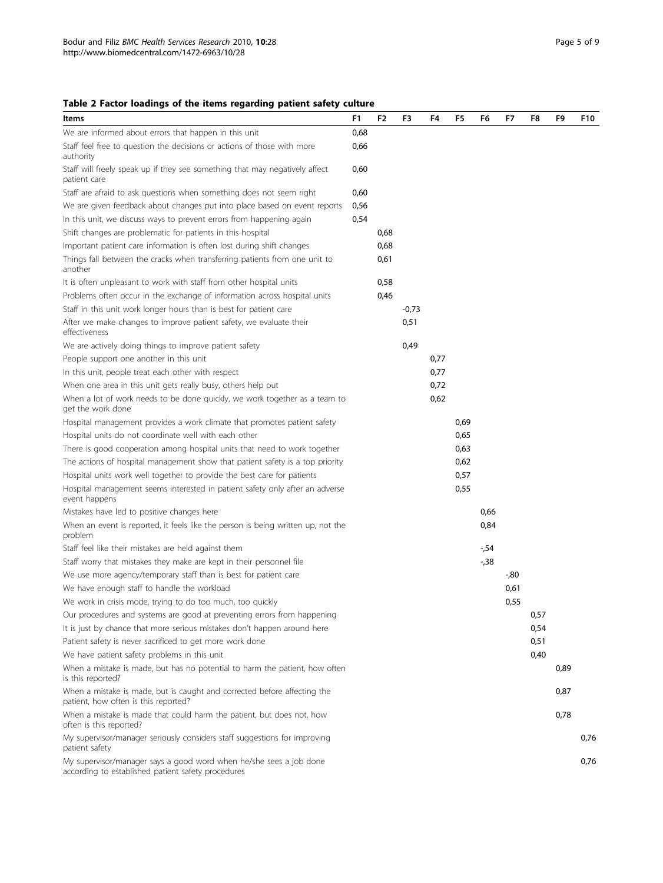**Table 2 Factor loadings of the items regarding patient safety culture**

| Items | F1 | F2 | F3 | F4 | F5 | F6 | F7 | F8 | F9 | F10 |
|---|---|---|---|---|---|---|---|---|---|---|
| We are informed about errors that happen in this unit | 0,68 | | | | | | | | | |
| Staff feel free to question the decisions or actions of those with more authority | 0,66 | | | | | | | | | |
| Staff will freely speak up if they see something that may negatively affect patient care | 0,60 | | | | | | | | | |
| Staff are afraid to ask questions when something does not seem right | 0,60 | | | | | | | | | |
| We are given feedback about changes put into place based on event reports | 0,56 | | | | | | | | | |
| In this unit, we discuss ways to prevent errors from happening again | 0,54 | | | | | | | | | |
| Shift changes are problematic for patients in this hospital | | 0,68 | | | | | | | | |
| Important patient care information is often lost during shift changes | | 0,68 | | | | | | | | |
| Things fall between the cracks when transferring patients from one unit to another | | 0,61 | | | | | | | | |
| It is often unpleasant to work with staff from other hospital units | | 0,58 | | | | | | | | |
| Problems often occur in the exchange of information across hospital units | | 0,46 | | | | | | | | |
| Staff in this unit work longer hours than is best for patient care | | | -0,73 | | | | | | | |
| After we make changes to improve patient safety, we evaluate their effectiveness | | | 0,51 | | | | | | | |
| We are actively doing things to improve patient safety | | | 0,49 | | | | | | | |
| People support one another in this unit | | | | 0,77 | | | | | | |
| In this unit, people treat each other with respect | | | | 0,77 | | | | | | |
| When one area in this unit gets really busy, others help out | | | | 0,72 | | | | | | |
| When a lot of work needs to be done quickly, we work together as a team to get the work done | | | | 0,62 | | | | | | |
| Hospital management provides a work climate that promotes patient safety | | | | | 0,69 | | | | | |
| Hospital units do not coordinate well with each other | | | | | 0,65 | | | | | |
| There is good cooperation among hospital units that need to work together | | | | | 0,63 | | | | | |
| The actions of hospital management show that patient safety is a top priority | | | | | 0,62 | | | | | |
| Hospital units work well together to provide the best care for patients | | | | | 0,57 | | | | | |
| Hospital management seems interested in patient safety only after an adverse event happens | | | | | 0,55 | | | | | |
| Mistakes have led to positive changes here | | | | | | 0,66 | | | | |
| When an event is reported, it feels like the person is being written up, not the problem | | | | | | 0,84 | | | | |
| Staff feel like their mistakes are held against them | | | | | | -,54 | | | | |
| Staff worry that mistakes they make are kept in their personnel file | | | | | | -,38 | | | | |
| We use more agency/temporary staff than is best for patient care | | | | | | | -,80 | | | |
| We have enough staff to handle the workload | | | | | | | 0,61 | | | |
| We work in crisis mode, trying to do too much, too quickly | | | | | | | 0,55 | | | |
| Our procedures and systems are good at preventing errors from happening | | | | | | | | 0,57 | | |
| It is just by chance that more serious mistakes don't happen around here | | | | | | | | 0,54 | | |
| Patient safety is never sacrificed to get more work done | | | | | | | | 0,51 | | |
| We have patient safety problems in this unit | | | | | | | | 0,40 | | |
| When a mistake is made, but has no potential to harm the patient, how often is this reported? | | | | | | | | | 0,89 | |
| When a mistake is made, but is caught and corrected before affecting the patient, how often is this reported? | | | | | | | | | 0,87 | |
| When a mistake is made that could harm the patient, but does not, how often is this reported? | | | | | | | | | 0,78 | |
| My supervisor/manager seriously considers staff suggestions for improving patient safety | | | | | | | | | | 0,76 |
| My supervisor/manager says a good word when he/she sees a job done according to established patient safety procedures | | | | | | | | | | 0,76 |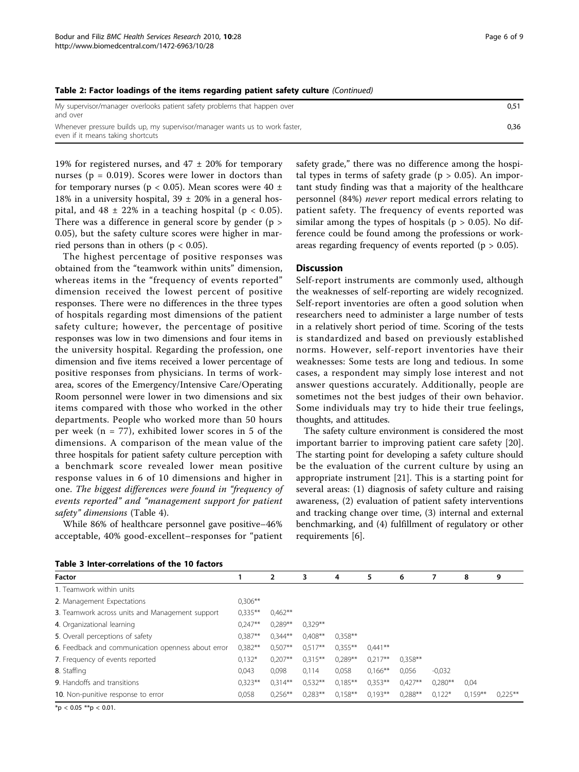**Table 2: Factor loadings of the items regarding patient safety culture** *(Continued)*

| | |
|---|---|
| My supervisor/manager overlooks patient safety problems that happen over and over | 0,51 |
| Whenever pressure builds up, my supervisor/manager wants us to work faster, even if it means taking shortcuts | 0,36 |

19% for registered nurses, and 47 ± 20% for temporary nurses ($p = 0.019$). Scores were lower in doctors than for temporary nurses ($p < 0.05$). Mean scores were 40 ± 18% in a university hospital, 39 ± 20% in a general hospital, and 48 ± 22% in a teaching hospital ($p < 0.05$). There was a difference in general score by gender ($p > 0.05$), but the safety culture scores were higher in married persons than in others ($p < 0.05$).

The highest percentage of positive responses was obtained from the "teamwork within units" dimension, whereas items in the "frequency of events reported" dimension received the lowest percent of positive responses. There were no differences in the three types of hospitals regarding most dimensions of the patient safety culture; however, the percentage of positive responses was low in two dimensions and four items in the university hospital. Regarding the profession, one dimension and five items received a lower percentage of positive responses from physicians. In terms of work-area, scores of the Emergency/Intensive Care/Operating Room personnel were lower in two dimensions and six items compared with those who worked in the other departments. People who worked more than 50 hours per week (n = 77), exhibited lower scores in 5 of the dimensions. A comparison of the mean value of the three hospitals for patient safety culture perception with a benchmark score revealed lower mean positive response values in 6 of 10 dimensions and higher in one. *The biggest differences were found in "frequency of events reported" and "management support for patient safety" dimensions* (Table 4).

While 86% of healthcare personnel gave positive–46% acceptable, 40% good-excellent–responses for "patient safety grade," there was no difference among the hospital types in terms of safety grade ($p > 0.05$). An important study finding was that a majority of the healthcare personnel (84%) *never* report medical errors relating to patient safety. The frequency of events reported was similar among the types of hospitals ($p > 0.05$). No difference could be found among the professions or work-areas regarding frequency of events reported ($p > 0.05$).

## Discussion

Self-report instruments are commonly used, although the weaknesses of self-reporting are widely recognized. Self-report inventories are often a good solution when researchers need to administer a large number of tests in a relatively short period of time. Scoring of the tests is standardized and based on previously established norms. However, self-report inventories have their weaknesses: Some tests are long and tedious. In some cases, a respondent may simply lose interest and not answer questions accurately. Additionally, people are sometimes not the best judges of their own behavior. Some individuals may try to hide their true feelings, thoughts, and attitudes.

The safety culture environment is considered the most important barrier to improving patient care safety [20]. The starting point for developing a safety culture should be the evaluation of the current culture by using an appropriate instrument [21]. This is a starting point for several areas: (1) diagnosis of safety culture and raising awareness, (2) evaluation of patient safety interventions and tracking change over time, (3) internal and external benchmarking, and (4) fulfillment of regulatory or other requirements [6].

**Table 3 Inter-correlations of the 10 factors**

| Factor | 1 | 2 | 3 | 4 | 5 | 6 | 7 | 8 | 9 |
|---|---|---|---|---|---|---|---|---|---|
| 1. Teamwork within units | | | | | | | | | |
| 2. Management Expectations | 0,306** | | | | | | | | |
| 3. Teamwork across units and Management support | 0,335** | 0,462** | | | | | | | |
| 4. Organizational learning | 0,247** | 0,289** | 0,329** | | | | | | |
| 5. Overall perceptions of safety | 0,387** | 0,344** | 0,408** | 0,358** | | | | | |
| 6. Feedback and communication openness about error | 0,382** | 0,507** | 0,517** | 0,355** | 0,441** | | | | |
| 7. Frequency of events reported | 0,132* | 0,207** | 0,315** | 0,289** | 0,217** | 0,358** | | | |
| 8. Staffing | 0,043 | 0,098 | 0,114 | 0,058 | 0,166** | 0,056 | -0,032 | | |
| 9. Handoffs and transitions | 0,323** | 0,314** | 0,532** | 0,185** | 0,353** | 0,427** | 0,280** | 0,04 | |
| 10. Non-punitive response to error | 0,058 | 0,256** | 0,283** | 0,158** | 0,193** | 0,288** | 0,122* | 0,159** | 0,225** |

*$p < 0.05$ **$p < 0.01$.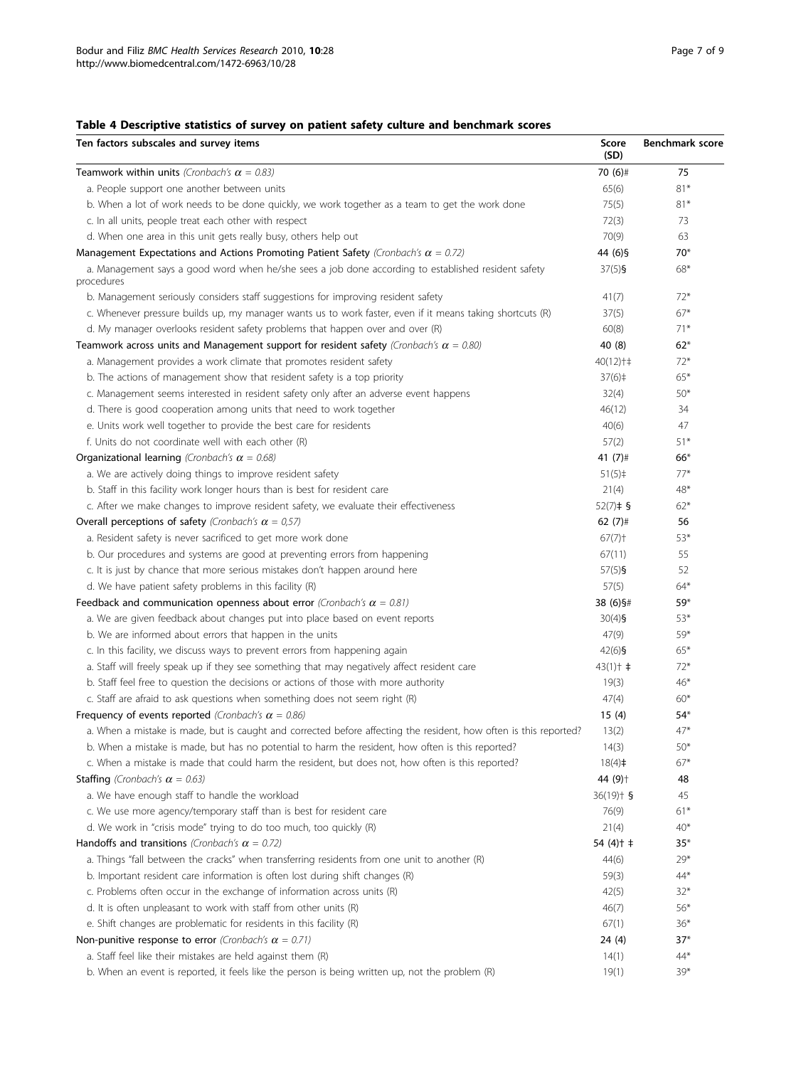**Table 4 Descriptive statistics of survey on patient safety culture and benchmark scores**

| Ten factors subscales and survey items | Score (SD) | Benchmark score |
|---|---|---|
| **Teamwork within units** *(Cronbach's $\alpha$ = 0.83)* | 70 (6)# | 75 |
| a. People support one another between units | 65(6) | 81* |
| b. When a lot of work needs to be done quickly, we work together as a team to get the work done | 75(5) | 81* |
| c. In all units, people treat each other with respect | 72(3) | 73 |
| d. When one area in this unit gets really busy, others help out | 70(9) | 63 |
| **Management Expectations and Actions Promoting Patient Safety** *(Cronbach's $\alpha$ = 0.72)* | 44 (6)§ | 70* |
| a. Management says a good word when he/she sees a job done according to established resident safety procedures | 37(5)§ | 68* |
| b. Management seriously considers staff suggestions for improving resident safety | 41(7) | 72* |
| c. Whenever pressure builds up, my manager wants us to work faster, even if it means taking shortcuts (R) | 37(5) | 67* |
| d. My manager overlooks resident safety problems that happen over and over (R) | 60(8) | 71* |
| **Teamwork across units and Management support for resident safety** *(Cronbach's $\alpha$ = 0.80)* | 40 (8) | 62* |
| a. Management provides a work climate that promotes resident safety | 40(12)†‡ | 72* |
| b. The actions of management show that resident safety is a top priority | 37(6)‡ | 65* |
| c. Management seems interested in resident safety only after an adverse event happens | 32(4) | 50* |
| d. There is good cooperation among units that need to work together | 46(12) | 34 |
| e. Units work well together to provide the best care for residents | 40(6) | 47 |
| f. Units do not coordinate well with each other (R) | 57(2) | 51* |
| **Organizational learning** *(Cronbach's $\alpha$ = 0.68)* | 41 (7)# | 66* |
| a. We are actively doing things to improve resident safety | 51(5)‡ | 77* |
| b. Staff in this facility work longer hours than is best for resident care | 21(4) | 48* |
| c. After we make changes to improve resident safety, we evaluate their effectiveness | 52(7)‡ § | 62* |
| **Overall perceptions of safety** *(Cronbach's $\alpha$ = 0,57)* | 62 (7)# | 56 |
| a. Resident safety is never sacrificed to get more work done | 67(7)† | 53* |
| b. Our procedures and systems are good at preventing errors from happening | 67(11) | 55 |
| c. It is just by chance that more serious mistakes don't happen around here | 57(5)§ | 52 |
| d. We have patient safety problems in this facility (R) | 57(5) | 64* |
| **Feedback and communication openness about error** *(Cronbach's $\alpha$ = 0.81)* | 38 (6)§# | 59* |
| a. We are given feedback about changes put into place based on event reports | 30(4)§ | 53* |
| b. We are informed about errors that happen in the units | 47(9) | 59* |
| c. In this facility, we discuss ways to prevent errors from happening again | 42(6)§ | 65* |
| a. Staff will freely speak up if they see something that may negatively affect resident care | 43(1)† ‡ | 72* |
| b. Staff feel free to question the decisions or actions of those with more authority | 19(3) | 46* |
| c. Staff are afraid to ask questions when something does not seem right (R) | 47(4) | 60* |
| **Frequency of events reported** *(Cronbach's $\alpha$ = 0.86)* | 15 (4) | 54* |
| a. When a mistake is made, but is caught and corrected before affecting the resident, how often is this reported? | 13(2) | 47* |
| b. When a mistake is made, but has no potential to harm the resident, how often is this reported? | 14(3) | 50* |
| c. When a mistake is made that could harm the resident, but does not, how often is this reported? | 18(4)‡ | 67* |
| **Staffing** *(Cronbach's $\alpha$ = 0.63)* | 44 (9)† | 48 |
| a. We have enough staff to handle the workload | 36(19)† § | 45 |
| c. We use more agency/temporary staff than is best for resident care | 76(9) | 61* |
| d. We work in "crisis mode" trying to do too much, too quickly (R) | 21(4) | 40* |
| **Handoffs and transitions** *(Cronbach's $\alpha$ = 0.72)* | 54 (4)† ‡ | 35* |
| a. Things "fall between the cracks" when transferring residents from one unit to another (R) | 44(6) | 29* |
| b. Important resident care information is often lost during shift changes (R) | 59(3) | 44* |
| c. Problems often occur in the exchange of information across units (R) | 42(5) | 32* |
| d. It is often unpleasant to work with staff from other units (R) | 46(7) | 56* |
| e. Shift changes are problematic for residents in this facility (R) | 67(1) | 36* |
| **Non-punitive response to error** *(Cronbach's $\alpha$ = 0.71)* | 24 (4) | 37* |
| a. Staff feel like their mistakes are held against them (R) | 14(1) | 44* |
| b. When an event is reported, it feels like the person is being written up, not the problem (R) | 19(1) | 39* |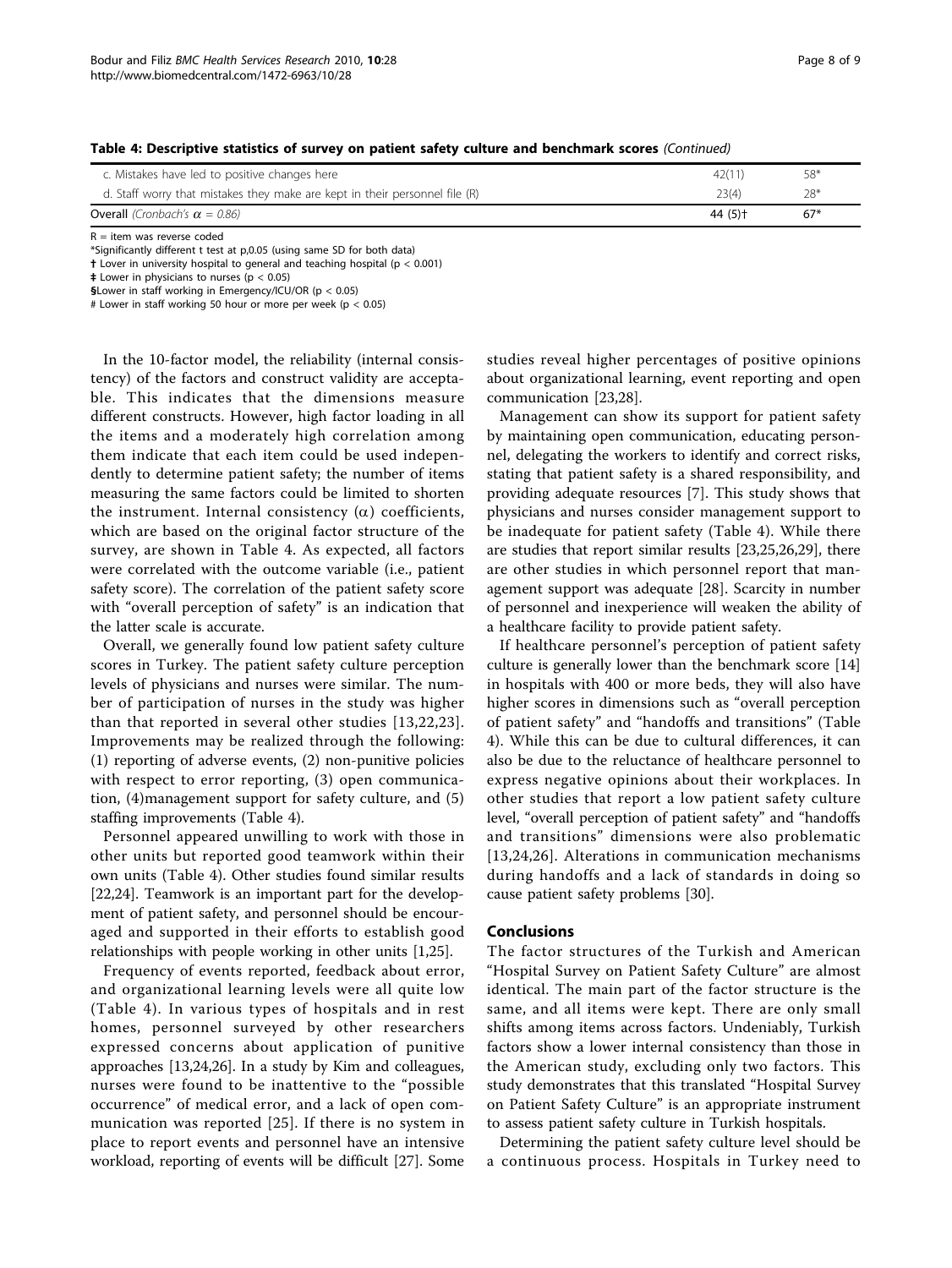**Table 4: Descriptive statistics of survey on patient safety culture and benchmark scores** *(Continued)*

| | | |
|---|---|---|
| c. Mistakes have led to positive changes here | 42(11) | 58* |
| d. Staff worry that mistakes they make are kept in their personnel file (R) | 23(4) | 28* |
| **Overall** *(Cronbach's $\alpha = 0.86$)* | 44 (5)† | 67* |

R = item was reverse coded

*Significantly different t test at p,0.05 (using same SD for both data)

† Lover in university hospital to general and teaching hospital ($p < 0.001$)

‡ Lower in physicians to nurses ($p < 0.05$)

§Lower in staff working in Emergency/ICU/OR ($p < 0.05$)

\# Lower in staff working 50 hour or more per week ($p < 0.05$)

In the 10-factor model, the reliability (internal consistency) of the factors and construct validity are acceptable. This indicates that the dimensions measure different constructs. However, high factor loading in all the items and a moderately high correlation among them indicate that each item could be used independently to determine patient safety; the number of items measuring the same factors could be limited to shorten the instrument. Internal consistency ($\alpha$) coefficients, which are based on the original factor structure of the survey, are shown in Table 4. As expected, all factors were correlated with the outcome variable (i.e., patient safety score). The correlation of the patient safety score with "overall perception of safety" is an indication that the latter scale is accurate.

Overall, we generally found low patient safety culture scores in Turkey. The patient safety culture perception levels of physicians and nurses were similar. The number of participation of nurses in the study was higher than that reported in several other studies [13,22,23]. Improvements may be realized through the following: (1) reporting of adverse events, (2) non-punitive policies with respect to error reporting, (3) open communication, (4)management support for safety culture, and (5) staffing improvements (Table 4).

Personnel appeared unwilling to work with those in other units but reported good teamwork within their own units (Table 4). Other studies found similar results [22,24]. Teamwork is an important part for the development of patient safety, and personnel should be encouraged and supported in their efforts to establish good relationships with people working in other units [1,25].

Frequency of events reported, feedback about error, and organizational learning levels were all quite low (Table 4). In various types of hospitals and in rest homes, personnel surveyed by other researchers expressed concerns about application of punitive approaches [13,24,26]. In a study by Kim and colleagues, nurses were found to be inattentive to the "possible occurrence" of medical error, and a lack of open communication was reported [25]. If there is no system in place to report events and personnel have an intensive workload, reporting of events will be difficult [27]. Some studies reveal higher percentages of positive opinions about organizational learning, event reporting and open communication [23,28].

Management can show its support for patient safety by maintaining open communication, educating personnel, delegating the workers to identify and correct risks, stating that patient safety is a shared responsibility, and providing adequate resources [7]. This study shows that physicians and nurses consider management support to be inadequate for patient safety (Table 4). While there are studies that report similar results [23,25,26,29], there are other studies in which personnel report that management support was adequate [28]. Scarcity in number of personnel and inexperience will weaken the ability of a healthcare facility to provide patient safety.

If healthcare personnel's perception of patient safety culture is generally lower than the benchmark score [14] in hospitals with 400 or more beds, they will also have higher scores in dimensions such as "overall perception of patient safety" and "handoffs and transitions" (Table 4). While this can be due to cultural differences, it can also be due to the reluctance of healthcare personnel to express negative opinions about their workplaces. In other studies that report a low patient safety culture level, "overall perception of patient safety" and "handoffs and transitions" dimensions were also problematic [13,24,26]. Alterations in communication mechanisms during handoffs and a lack of standards in doing so cause patient safety problems [30].

## Conclusions

The factor structures of the Turkish and American "Hospital Survey on Patient Safety Culture" are almost identical. The main part of the factor structure is the same, and all items were kept. There are only small shifts among items across factors. Undeniably, Turkish factors show a lower internal consistency than those in the American study, excluding only two factors. This study demonstrates that this translated "Hospital Survey on Patient Safety Culture" is an appropriate instrument to assess patient safety culture in Turkish hospitals.

Determining the patient safety culture level should be a continuous process. Hospitals in Turkey need to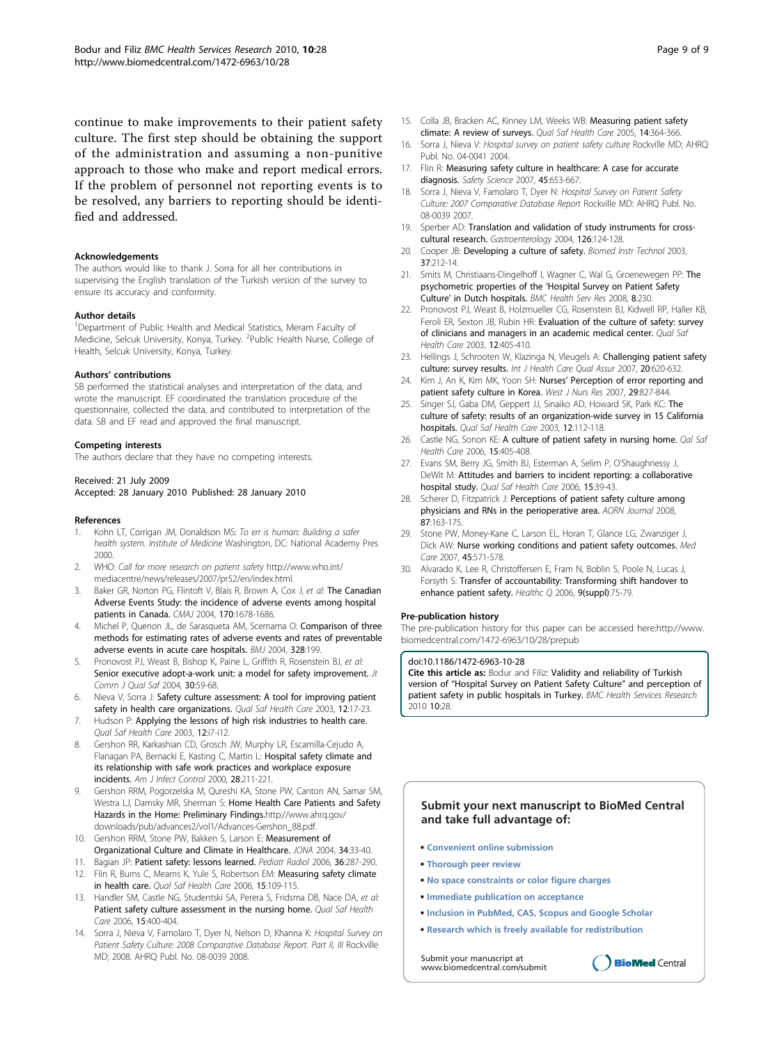continue to make improvements to their patient safety culture. The first step should be obtaining the support of the administration and assuming a non-punitive approach to those who make and report medical errors. If the problem of personnel not reporting events is to be resolved, any barriers to reporting should be identified and addressed.

#### Acknowledgements

The authors would like to thank J. Sorra for all her contributions in supervising the English translation of the Turkish version of the survey to ensure its accuracy and conformity.

#### Author details

[1]Department of Public Health and Medical Statistics, Meram Faculty of Medicine, Selcuk University, Konya, Turkey. [2]Public Health Nurse, College of Health, Selcuk University, Konya, Turkey.

#### Authors' contributions

SB performed the statistical analyses and interpretation of the data, and wrote the manuscript. EF coordinated the translation procedure of the questionnaire, collected the data, and contributed to interpretation of the data. SB and EF read and approved the final manuscript.

#### Competing interests

The authors declare that they have no competing interests.

Received: 21 July 2009
Accepted: 28 January 2010 Published: 28 January 2010

#### References

1. Kohn LT, Corrigan JM, Donaldson MS: *To err is human: Building a safer health system. Institute of Medicine* Washington, DC: National Academy Pres 2000.
2. WHO: *Call for more research on patient safety* http://www.who.int/mediacentre/news/releases/2007/pr52/en/index.html.
3. Baker GR, Norton PG, Flintoft V, Blais R, Brown A, Cox J, *et al*: **The Canadian Adverse Events Study: the incidence of adverse events among hospital patients in Canada.** *CMAJ* 2004, **170**:1678-1686.
4. Michel P, Quenon JL, de Sarasqueta AM, Scemama O: **Comparison of three methods for estimating rates of adverse events and rates of preventable adverse events in acute care hospitals.** *BMJ* 2004, **328**:199.
5. Pronovost PJ, Weast B, Bishop K, Paine L, Griffith R, Rosenstein BJ, *et al*: **Senior executive adopt-a-work unit: a model for safety improvement.** *Jt Comm J Qual Saf* 2004, **30**:59-68.
6. Nieva V, Sorra J: **Safety culture assessment: A tool for improving patient safety in health care organizations.** *Qual Saf Health Care* 2003, **12**:17-23.
7. Hudson P: **Applying the lessons of high risk industries to health care.** *Qual Saf Health Care* 2003, **12**:i7-i12.
8. Gershon RR, Karkashian CD, Grosch JW, Murphy LR, Escamilla-Cejudo A, Flanagan PA, Bernacki E, Kasting C, Martin L: **Hospital safety climate and its relationship with safe work practices and workplace exposure incidents.** *Am J Infect Control* 2000, **28**:211-221.
9. Gershon RRM, Pogorzelska M, Qureshi KA, Stone PW, Canton AN, Samar SM, Westra LJ, Damsky MR, Sherman S: **Home Health Care Patients and Safety Hazards in the Home: Preliminary Findings.**http://www.ahrq.gov/downloads/pub/advances2/vol1/Advances-Gershon_88.pdf.
10. Gershon RRM, Stone PW, Bakken S, Larson E: **Measurement of Organizational Culture and Climate in Healthcare.** *JONA* 2004, **34**:33-40.
11. Bagian JP: **Patient safety: lessons learned.** *Pediatr Radiol* 2006, **36**:287-290.
12. Flin R, Burns C, Mearns K, Yule S, Robertson EM: **Measuring safety climate in health care.** *Qual Saf Health Care* 2006, **15**:109-115.
13. Handler SM, Castle NG, Studentski SA, Perera S, Fridsma DB, Nace DA, *et al*: **Patient safety culture assessment in the nursing home.** *Qual Saf Health Care* 2006, **15**:400-404.
14. Sorra J, Nieva V, Famolaro T, Dyer N, Nelson D, Khanna K: *Hospital Survey on Patient Safety Culture: 2008 Comparative Database Report. Part II, III* Rockville MD; 2008. AHRQ Publ. No. 08-0039 2008.
15. Colla JB, Bracken AC, Kinney LM, Weeks WB: **Measuring patient safety climate: A review of surveys.** *Qual Saf Health Care* 2005, **14**:364-366.
16. Sorra J, Nieva V: *Hospital survey on patient safety culture* Rockville MD; AHRQ Publ. No. 04-0041 2004.
17. Flin R: **Measuring safety culture in healthcare: A case for accurate diagnosis.** *Safety Science* 2007, **45**:653-667.
18. Sorra J, Nieva V, Famolaro T, Dyer N: *Hospital Survey on Patient Safety Culture: 2007 Comparative Database Report* Rockville MD: AHRQ Publ. No. 08-0039 2007.
19. Sperber AD: **Translation and validation of study instruments for cross-cultural research.** *Gastroenterology* 2004, **126**:124-128.
20. Cooper JB: **Developing a culture of safety.** *Biomed Instr Technol* 2003, **37**:212-14.
21. Smits M, Christiaans-Dingelhoff I, Wagner C, Wal G, Groenewegen PP: **The psychometric properties of the 'Hospital Survey on Patient Safety Culture' in Dutch hospitals.** *BMC Health Serv Res* 2008, **8**:230.
22. Pronovost PJ, Weast B, Holzmueller CG, Rosenstein BJ, Kidwell RP, Haller KB, Feroli ER, Sexton JB, Rubin HR: **Evaluation of the culture of safety: survey of clinicians and managers in an academic medical center.** *Qual Saf Health Care* 2003, **12**:405-410.
23. Hellings J, Schrooten W, Klazinga N, Vleugels A: **Challenging patient safety culture: survey results.** *Int J Health Care Qual Assur* 2007, **20**:620-632.
24. Kim J, An K, Kim MK, Yoon SH: **Nurses' Perception of error reporting and patient safety culture in Korea.** *West J Nurs Res* 2007, **29**:827-844.
25. Singer SJ, Gaba DM, Geppert JJ, Sinaiko AD, Howard SK, Park KC: **The culture of safety: results of an organization-wide survey in 15 California hospitals.** *Qual Saf Health Care* 2003, **12**:112-118.
26. Castle NG, Sonon KE: **A culture of patient safety in nursing home.** *Qal Saf Health Care* 2006, **15**:405-408.
27. Evans SM, Berry JG, Smith BJ, Esterman A, Selim P, O'Shaughnessy J, DeWit M: **Attitudes and barriers to incident reporting: a collaborative hospital study.** *Qual Saf Health Care* 2006, **15**:39-43.
28. Scherer D, Fitzpatrick J: **Perceptions of patient safety culture among physicians and RNs in the perioperative area.** *AORN Journal* 2008, **87**:163-175.
29. Stone PW, Money-Kane C, Larson EL, Horan T, Glance LG, Zwanziger J, Dick AW: **Nurse working conditions and patient safety outcomes.** *Med Care* 2007, **45**:571-578.
30. Alvarado K, Lee R, Christoffersen E, Fram N, Boblin S, Poole N, Lucas J, Forsyth S: **Transfer of accountability: Transforming shift handover to enhance patient safety.** *Healthc Q* 2006, **9(suppl)**:75-79.

#### Pre-publication history

The pre-publication history for this paper can be accessed here:http://www.biomedcentral.com/1472-6963/10/28/prepub

doi:10.1186/1472-6963-10-28

**Cite this article as:** Bodur and Filiz: Validity and reliability of Turkish version of "Hospital Survey on Patient Safety Culture" and perception of patient safety in public hospitals in Turkey. *BMC Health Services Research* 2010 **10**:28.

**Submit your next manuscript to BioMed Central and take full advantage of:**

- **Convenient online submission**
- **Thorough peer review**
- **No space constraints or color figure charges**
- **Immediate publication on acceptance**
- **Inclusion in PubMed, CAS, Scopus and Google Scholar**
- **Research which is freely available for redistribution**

Submit your manuscript at
www.biomedcentral.com/submit

BioMed Central